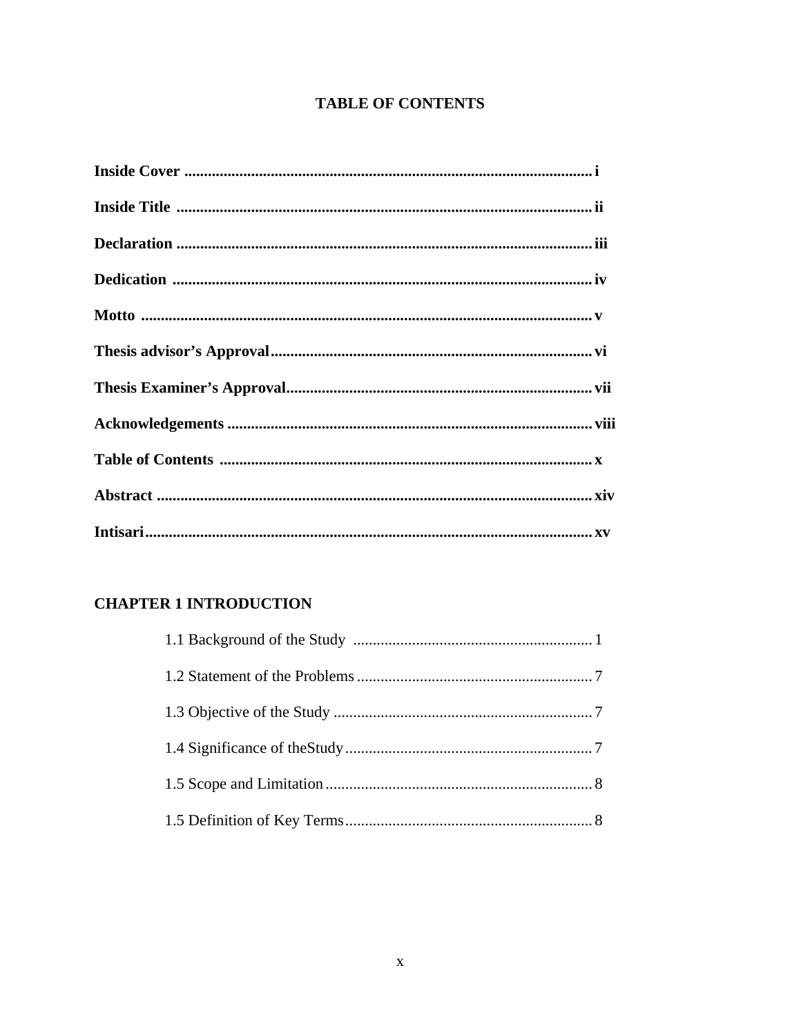# TABLE OF CONTENTS

**Inside Cover** ....................................................................................................... **i**

**Inside Title** ......................................................................................................... **ii**

**Declaration** ........................................................................................................ **iii**

**Dedication** .......................................................................................................... **iv**

**Motto** .................................................................................................................. **v**

**Thesis advisor's Approval**.................................................................................. **vi**

**Thesis Examiner's Approval**.............................................................................. **vii**

**Acknowledgements** ............................................................................................ **viii**

**Table of Contents** ............................................................................................... **x**

**Abstract** .............................................................................................................. **xiv**

**Intisari**................................................................................................................. **xv**

**CHAPTER 1 INTRODUCTION**

1.1 Background of the Study ............................................................ 1

1.2 Statement of the Problems ........................................................... 7

1.3 Objective of the Study ................................................................. 7

1.4 Significance of theStudy .............................................................. 7

1.5 Scope and Limitation ................................................................... 8

1.5 Definition of Key Terms .............................................................. 8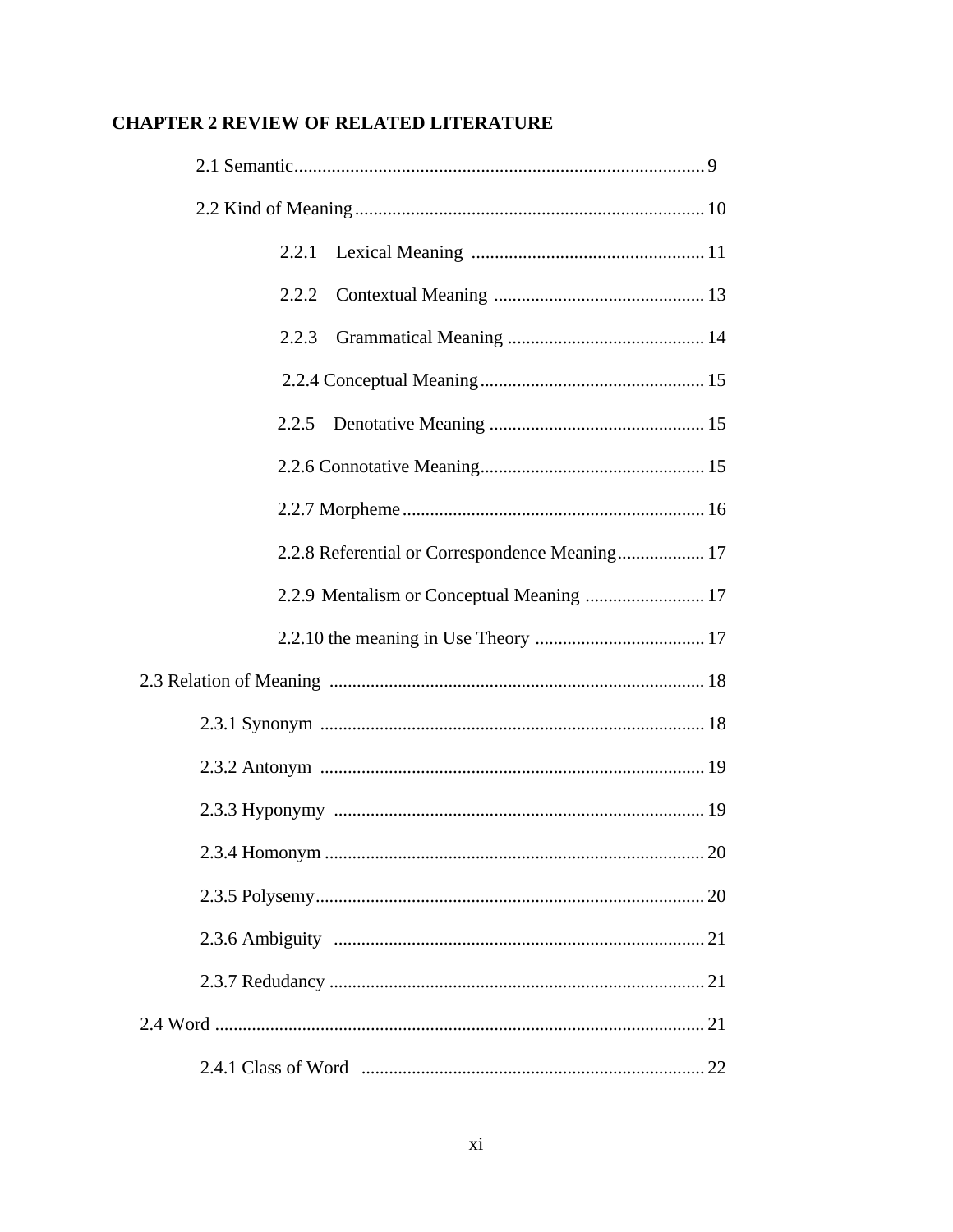**CHAPTER 2 REVIEW OF RELATED LITERATURE**

2.1 Semantic........................................................................................ 9

2.2 Kind of Meaning........................................................................... 10

2.2.1 Lexical Meaning .................................................. 11

2.2.2 Contextual Meaning .............................................. 13

2.2.3 Grammatical Meaning ........................................... 14

2.2.4 Conceptual Meaning................................................. 15

2.2.5 Denotative Meaning ............................................... 15

2.2.6 Connotative Meaning................................................. 15

2.2.7 Morpheme................................................................. 16

2.2.8 Referential or Correspondence Meaning................... 17

2.2.9 Mentalism or Conceptual Meaning .......................... 17

2.2.10 the meaning in Use Theory ..................................... 17

2.3 Relation of Meaning ................................................................................. 18

2.3.1 Synonym ................................................................................... 18

2.3.2 Antonym ................................................................................... 19

2.3.3 Hyponymy ................................................................................ 19

2.3.4 Homonym.................................................................................. 20

2.3.5 Polysemy.................................................................................... 20

2.3.6 Ambiguity ................................................................................. 21

2.3.7 Redudancy ................................................................................. 21

2.4 Word ......................................................................................................... 21

2.4.1 Class of Word .......................................................................... 22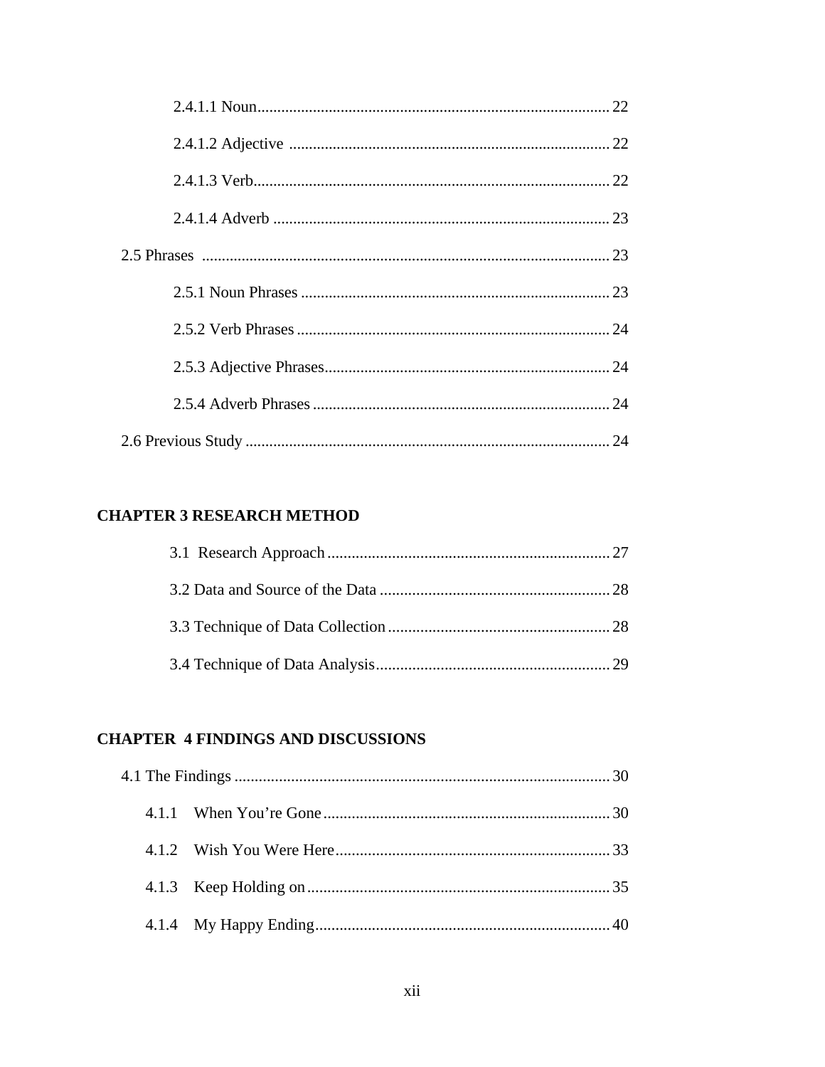2.4.1.1 Noun ........................................................................................ 22

2.4.1.2 Adjective ................................................................................ 22

2.4.1.3 Verb......................................................................................... 22

2.4.1.4 Adverb .................................................................................... 23

2.5 Phrases ....................................................................................................... 23

2.5.1 Noun Phrases ............................................................................. 23

2.5.2 Verb Phrases .............................................................................. 24

2.5.3 Adjective Phrases....................................................................... 24

2.5.4 Adverb Phrases ........................................................................... 24

2.6 Previous Study ........................................................................................... 24

**CHAPTER 3 RESEARCH METHOD**

3.1 Research Approach ...................................................................... 27

3.2 Data and Source of the Data ......................................................... 28

3.3 Technique of Data Collection ....................................................... 28

3.4 Technique of Data Analysis.......................................................... 29

**CHAPTER 4 FINDINGS AND DISCUSSIONS**

4.1 The Findings ............................................................................................ 30

4.1.1 When You're Gone ....................................................................... 30

4.1.2 Wish You Were Here .................................................................... 33

4.1.3 Keep Holding on ........................................................................... 35

4.1.4 My Happy Ending ......................................................................... 40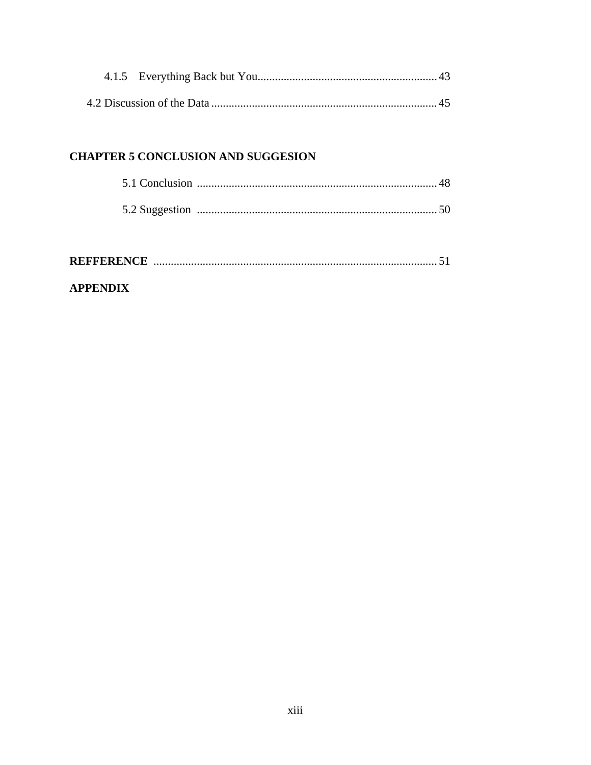4.1.5 Everything Back but You............................................................. 43

4.2 Discussion of the Data ............................................................................. 45

**CHAPTER 5 CONCLUSION AND SUGGESION**

5.1 Conclusion .................................................................................. 48

5.2 Suggestion .................................................................................. 50

**REFFERENCE** ................................................................................................ 51

**APPENDIX**